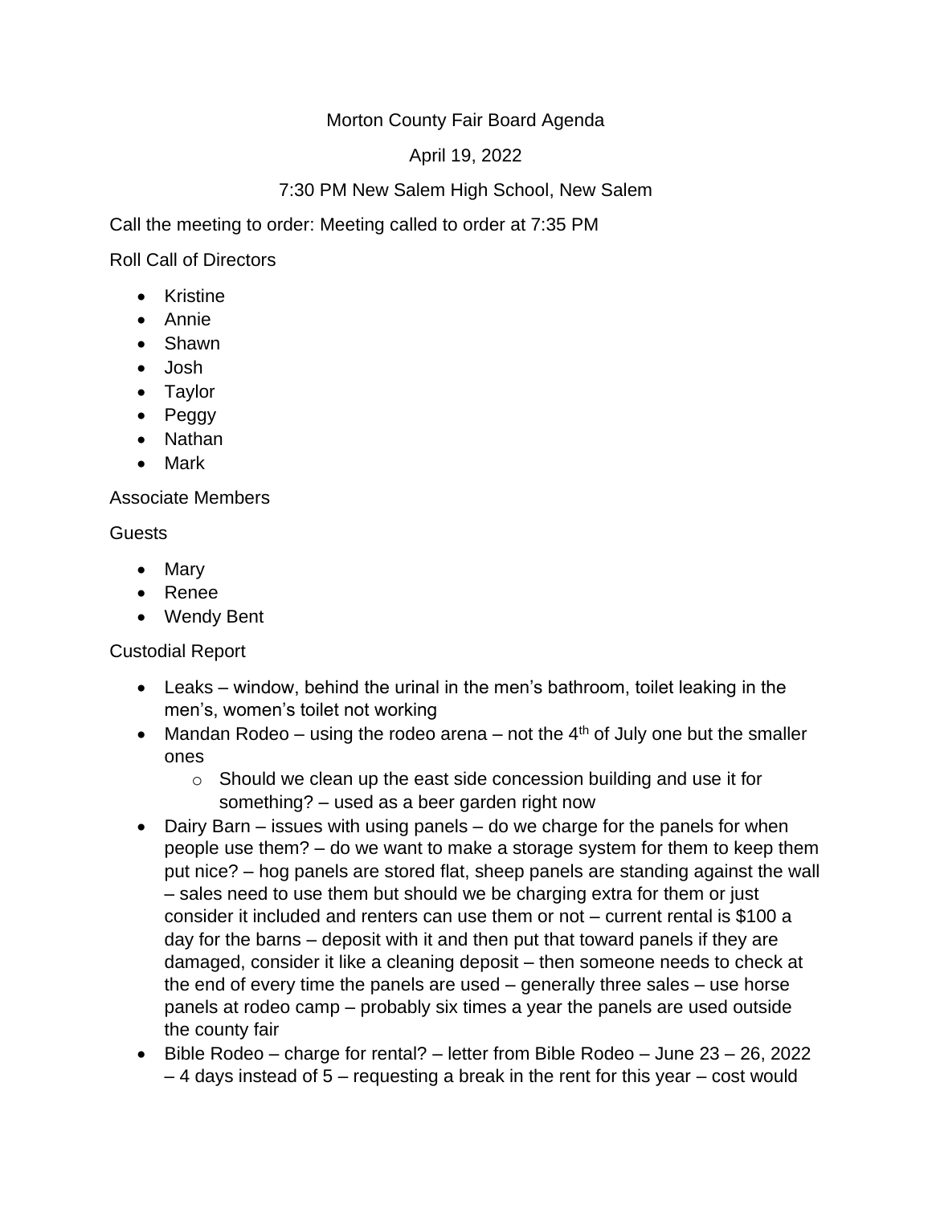Morton County Fair Board Agenda

April 19, 2022

7:30 PM New Salem High School, New Salem

Call the meeting to order: Meeting called to order at 7:35 PM

Roll Call of Directors

- Kristine
- Annie
- Shawn
- Josh
- Taylor
- Peggy
- Nathan
- Mark

Associate Members

Guests

- Mary
- Renee
- Wendy Bent

Custodial Report

- Leaks – window, behind the urinal in the men's bathroom, toilet leaking in the men's, women's toilet not working
- Mandan Rodeo – using the rodeo arena – not the 4th of July one but the smaller ones
  - Should we clean up the east side concession building and use it for something? – used as a beer garden right now
- Dairy Barn – issues with using panels – do we charge for the panels for when people use them? – do we want to make a storage system for them to keep them put nice? – hog panels are stored flat, sheep panels are standing against the wall – sales need to use them but should we be charging extra for them or just consider it included and renters can use them or not – current rental is $100 a day for the barns – deposit with it and then put that toward panels if they are damaged, consider it like a cleaning deposit – then someone needs to check at the end of every time the panels are used – generally three sales – use horse panels at rodeo camp – probably six times a year the panels are used outside the county fair
- Bible Rodeo – charge for rental? – letter from Bible Rodeo – June 23 – 26, 2022 – 4 days instead of 5 – requesting a break in the rent for this year – cost would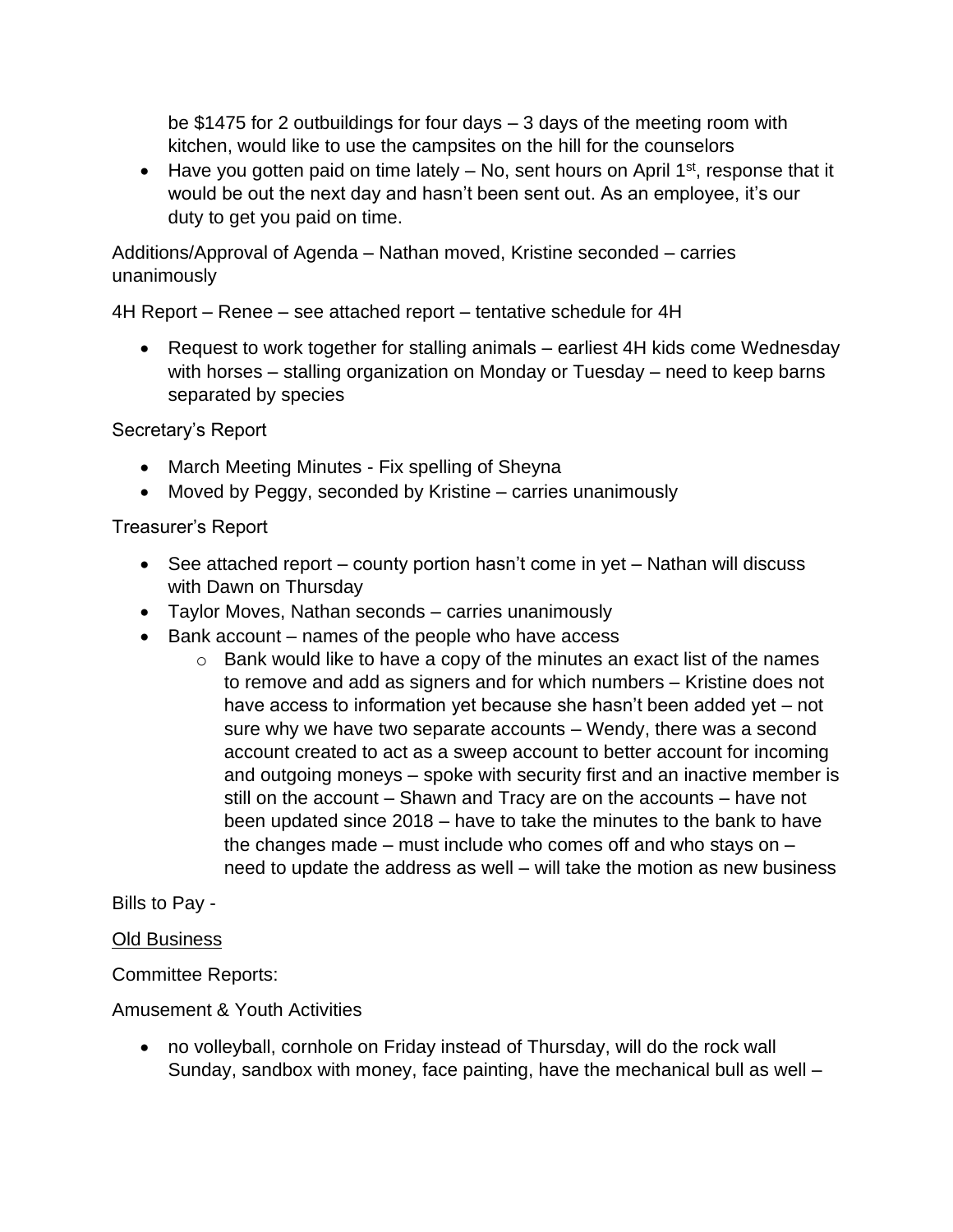be $1475 for 2 outbuildings for four days – 3 days of the meeting room with kitchen, would like to use the campsites on the hill for the counselors

- Have you gotten paid on time lately – No, sent hours on April 1st, response that it would be out the next day and hasn't been sent out. As an employee, it's our duty to get you paid on time.

Additions/Approval of Agenda – Nathan moved, Kristine seconded – carries unanimously

4H Report – Renee – see attached report – tentative schedule for 4H

- Request to work together for stalling animals – earliest 4H kids come Wednesday with horses – stalling organization on Monday or Tuesday – need to keep barns separated by species

Secretary's Report

- March Meeting Minutes - Fix spelling of Sheyna
- Moved by Peggy, seconded by Kristine – carries unanimously

Treasurer's Report

- See attached report – county portion hasn't come in yet – Nathan will discuss with Dawn on Thursday
- Taylor Moves, Nathan seconds – carries unanimously
- Bank account – names of the people who have access
  - Bank would like to have a copy of the minutes an exact list of the names to remove and add as signers and for which numbers – Kristine does not have access to information yet because she hasn't been added yet – not sure why we have two separate accounts – Wendy, there was a second account created to act as a sweep account to better account for incoming and outgoing moneys – spoke with security first and an inactive member is still on the account – Shawn and Tracy are on the accounts – have not been updated since 2018 – have to take the minutes to the bank to have the changes made – must include who comes off and who stays on – need to update the address as well – will take the motion as new business

Bills to Pay -

<u>Old Business</u>

Committee Reports:

Amusement & Youth Activities

- no volleyball, cornhole on Friday instead of Thursday, will do the rock wall Sunday, sandbox with money, face painting, have the mechanical bull as well –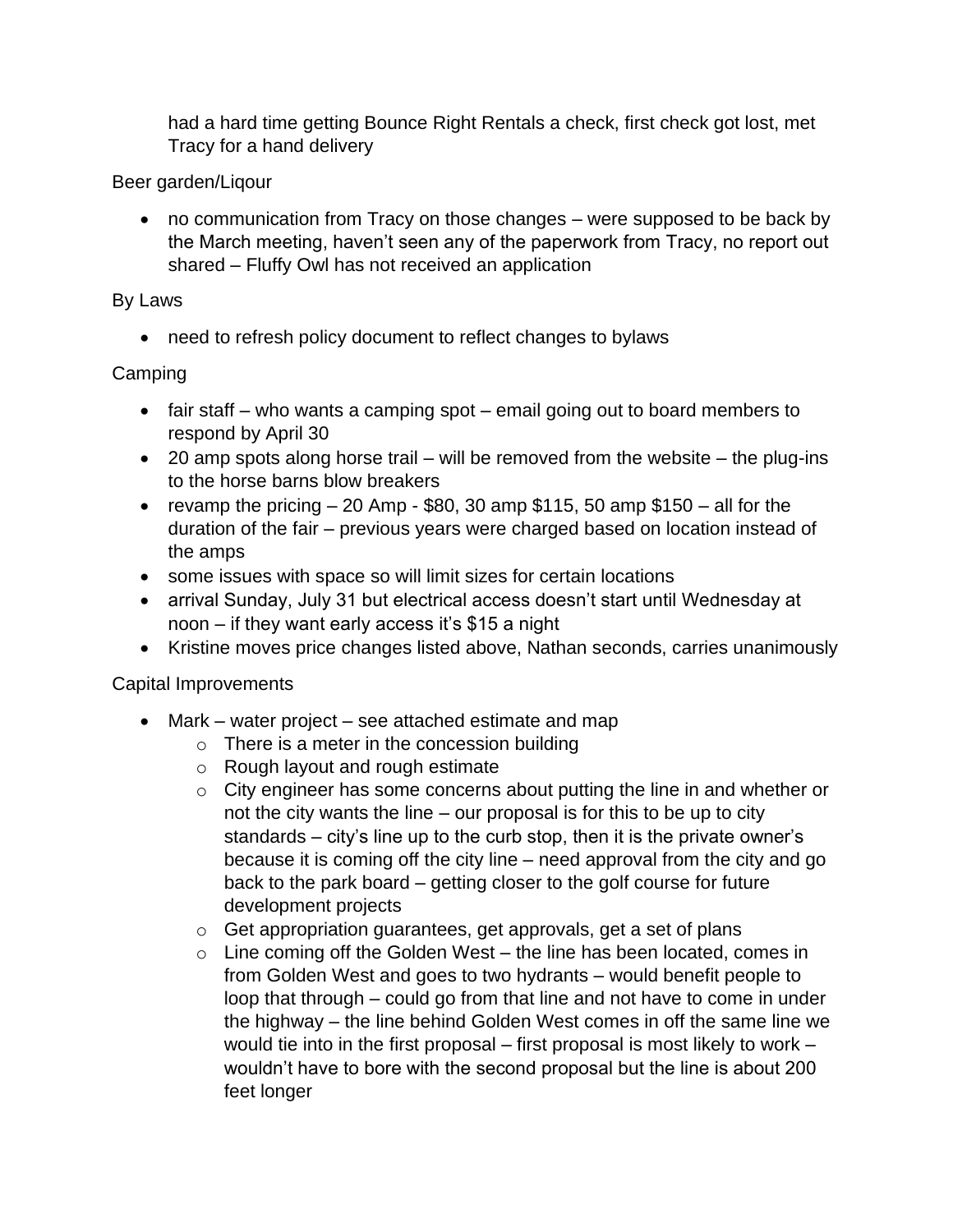had a hard time getting Bounce Right Rentals a check, first check got lost, met Tracy for a hand delivery

Beer garden/Liqour

- no communication from Tracy on those changes – were supposed to be back by the March meeting, haven't seen any of the paperwork from Tracy, no report out shared – Fluffy Owl has not received an application

By Laws

- need to refresh policy document to reflect changes to bylaws

Camping

- fair staff – who wants a camping spot – email going out to board members to respond by April 30
- 20 amp spots along horse trail – will be removed from the website – the plug-ins to the horse barns blow breakers
- revamp the pricing – 20 Amp - $80, 30 amp $115, 50 amp $150 – all for the duration of the fair – previous years were charged based on location instead of the amps
- some issues with space so will limit sizes for certain locations
- arrival Sunday, July 31 but electrical access doesn't start until Wednesday at noon – if they want early access it's $15 a night
- Kristine moves price changes listed above, Nathan seconds, carries unanimously

Capital Improvements

- Mark – water project – see attached estimate and map
  - There is a meter in the concession building
  - Rough layout and rough estimate
  - City engineer has some concerns about putting the line in and whether or not the city wants the line – our proposal is for this to be up to city standards – city's line up to the curb stop, then it is the private owner's because it is coming off the city line – need approval from the city and go back to the park board – getting closer to the golf course for future development projects
  - Get appropriation guarantees, get approvals, get a set of plans
  - Line coming off the Golden West – the line has been located, comes in from Golden West and goes to two hydrants – would benefit people to loop that through – could go from that line and not have to come in under the highway – the line behind Golden West comes in off the same line we would tie into in the first proposal – first proposal is most likely to work – wouldn't have to bore with the second proposal but the line is about 200 feet longer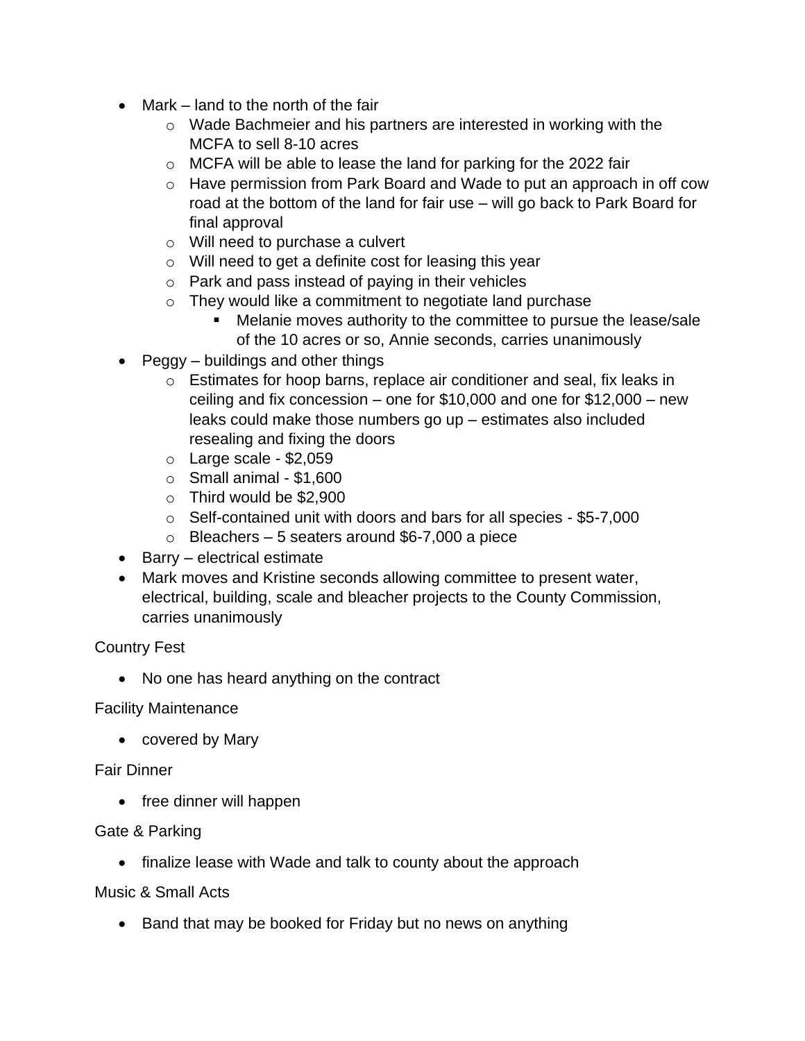- Mark – land to the north of the fair
  - Wade Bachmeier and his partners are interested in working with the MCFA to sell 8-10 acres
  - MCFA will be able to lease the land for parking for the 2022 fair
  - Have permission from Park Board and Wade to put an approach in off cow road at the bottom of the land for fair use – will go back to Park Board for final approval
  - Will need to purchase a culvert
  - Will need to get a definite cost for leasing this year
  - Park and pass instead of paying in their vehicles
  - They would like a commitment to negotiate land purchase
    - Melanie moves authority to the committee to pursue the lease/sale of the 10 acres or so, Annie seconds, carries unanimously
- Peggy – buildings and other things
  - Estimates for hoop barns, replace air conditioner and seal, fix leaks in ceiling and fix concession – one for $10,000 and one for $12,000 – new leaks could make those numbers go up – estimates also included resealing and fixing the doors
  - Large scale - $2,059
  - Small animal - $1,600
  - Third would be $2,900
  - Self-contained unit with doors and bars for all species - $5-7,000
  - Bleachers – 5 seaters around $6-7,000 a piece
- Barry – electrical estimate
- Mark moves and Kristine seconds allowing committee to present water, electrical, building, scale and bleacher projects to the County Commission, carries unanimously

Country Fest

- No one has heard anything on the contract

Facility Maintenance

- covered by Mary

Fair Dinner

- free dinner will happen

Gate & Parking

- finalize lease with Wade and talk to county about the approach

Music & Small Acts

- Band that may be booked for Friday but no news on anything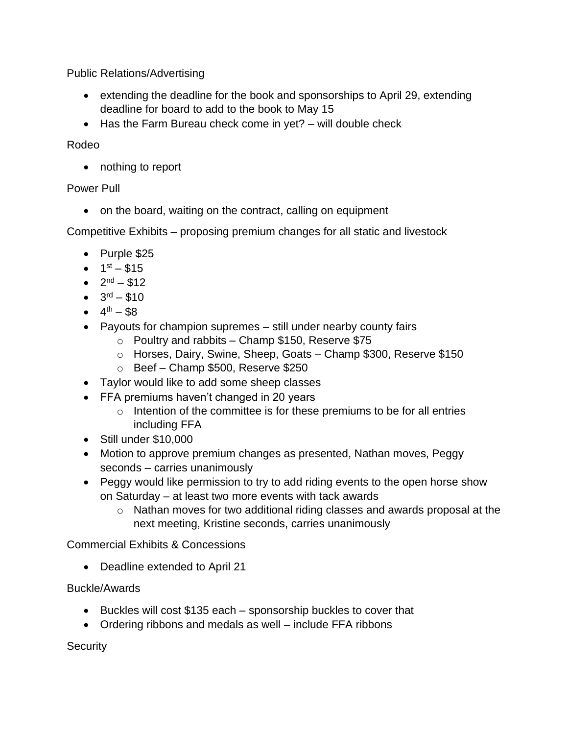Public Relations/Advertising

- extending the deadline for the book and sponsorships to April 29, extending deadline for board to add to the book to May 15
- Has the Farm Bureau check come in yet? – will double check

Rodeo

- nothing to report

Power Pull

- on the board, waiting on the contract, calling on equipment

Competitive Exhibits – proposing premium changes for all static and livestock

- Purple $25
- 1st – $15
- 2nd – $12
- 3rd – $10
- 4th – $8
- Payouts for champion supremes – still under nearby county fairs
  - Poultry and rabbits – Champ $150, Reserve $75
  - Horses, Dairy, Swine, Sheep, Goats – Champ $300, Reserve $150
  - Beef – Champ $500, Reserve $250
- Taylor would like to add some sheep classes
- FFA premiums haven't changed in 20 years
  - Intention of the committee is for these premiums to be for all entries including FFA
- Still under $10,000
- Motion to approve premium changes as presented, Nathan moves, Peggy seconds – carries unanimously
- Peggy would like permission to try to add riding events to the open horse show on Saturday – at least two more events with tack awards
  - Nathan moves for two additional riding classes and awards proposal at the next meeting, Kristine seconds, carries unanimously

Commercial Exhibits & Concessions

- Deadline extended to April 21

Buckle/Awards

- Buckles will cost $135 each – sponsorship buckles to cover that
- Ordering ribbons and medals as well – include FFA ribbons

Security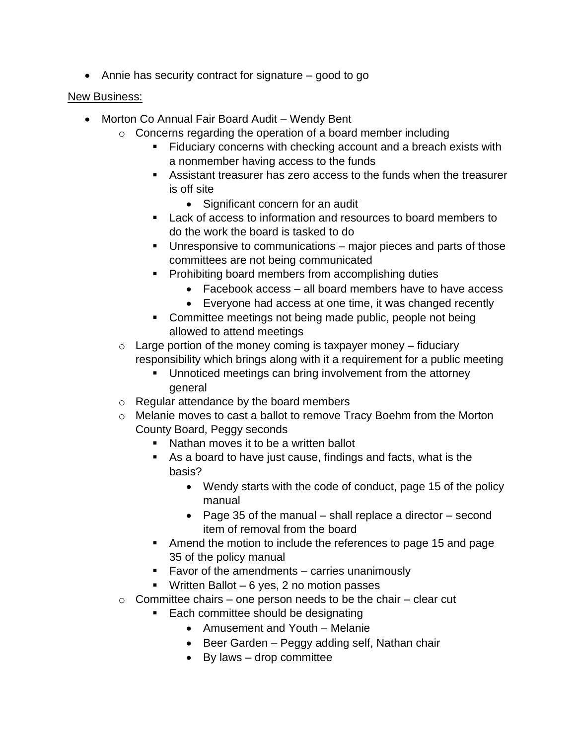- Annie has security contract for signature – good to go

<u>New Business:</u>

- Morton Co Annual Fair Board Audit – Wendy Bent
    - Concerns regarding the operation of a board member including
        - Fiduciary concerns with checking account and a breach exists with a nonmember having access to the funds
        - Assistant treasurer has zero access to the funds when the treasurer is off site
            - Significant concern for an audit
        - Lack of access to information and resources to board members to do the work the board is tasked to do
        - Unresponsive to communications – major pieces and parts of those committees are not being communicated
        - Prohibiting board members from accomplishing duties
            - Facebook access – all board members have to have access
            - Everyone had access at one time, it was changed recently
        - Committee meetings not being made public, people not being allowed to attend meetings
    - Large portion of the money coming is taxpayer money – fiduciary responsibility which brings along with it a requirement for a public meeting
        - Unnoticed meetings can bring involvement from the attorney general
    - Regular attendance by the board members
    - Melanie moves to cast a ballot to remove Tracy Boehm from the Morton County Board, Peggy seconds
        - Nathan moves it to be a written ballot
        - As a board to have just cause, findings and facts, what is the basis?
            - Wendy starts with the code of conduct, page 15 of the policy manual
            - Page 35 of the manual – shall replace a director – second item of removal from the board
        - Amend the motion to include the references to page 15 and page 35 of the policy manual
        - Favor of the amendments – carries unanimously
        - Written Ballot – 6 yes, 2 no motion passes
    - Committee chairs – one person needs to be the chair – clear cut
        - Each committee should be designating
            - Amusement and Youth – Melanie
            - Beer Garden – Peggy adding self, Nathan chair
            - By laws – drop committee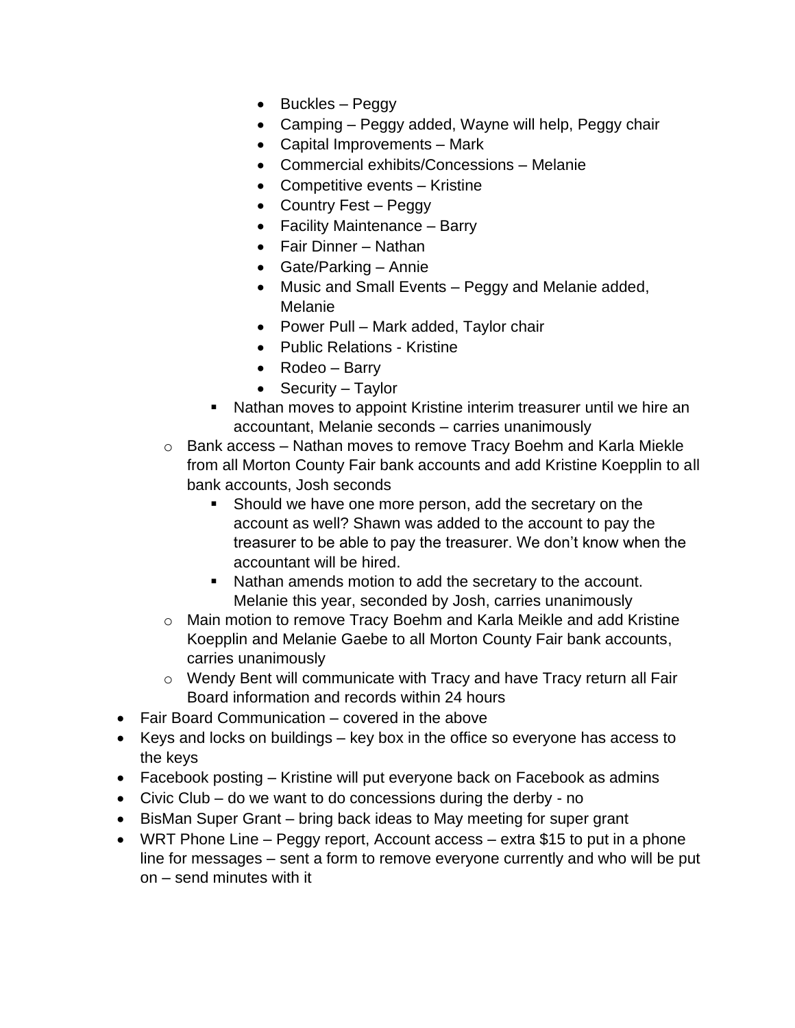- Buckles – Peggy
        - Camping – Peggy added, Wayne will help, Peggy chair
        - Capital Improvements – Mark
        - Commercial exhibits/Concessions – Melanie
        - Competitive events – Kristine
        - Country Fest – Peggy
        - Facility Maintenance – Barry
        - Fair Dinner – Nathan
        - Gate/Parking – Annie
        - Music and Small Events – Peggy and Melanie added, Melanie
        - Power Pull – Mark added, Taylor chair
        - Public Relations - Kristine
        - Rodeo – Barry
        - Security – Taylor
      - Nathan moves to appoint Kristine interim treasurer until we hire an accountant, Melanie seconds – carries unanimously
    - Bank access – Nathan moves to remove Tracy Boehm and Karla Miekle from all Morton County Fair bank accounts and add Kristine Koepplin to all bank accounts, Josh seconds
      - Should we have one more person, add the secretary on the account as well? Shawn was added to the account to pay the treasurer to be able to pay the treasurer. We don't know when the accountant will be hired.
      - Nathan amends motion to add the secretary to the account. Melanie this year, seconded by Josh, carries unanimously
    - Main motion to remove Tracy Boehm and Karla Meikle and add Kristine Koepplin and Melanie Gaebe to all Morton County Fair bank accounts, carries unanimously
    - Wendy Bent will communicate with Tracy and have Tracy return all Fair Board information and records within 24 hours
- Fair Board Communication – covered in the above
- Keys and locks on buildings – key box in the office so everyone has access to the keys
- Facebook posting – Kristine will put everyone back on Facebook as admins
- Civic Club – do we want to do concessions during the derby - no
- BisMan Super Grant – bring back ideas to May meeting for super grant
- WRT Phone Line – Peggy report, Account access – extra $15 to put in a phone line for messages – sent a form to remove everyone currently and who will be put on – send minutes with it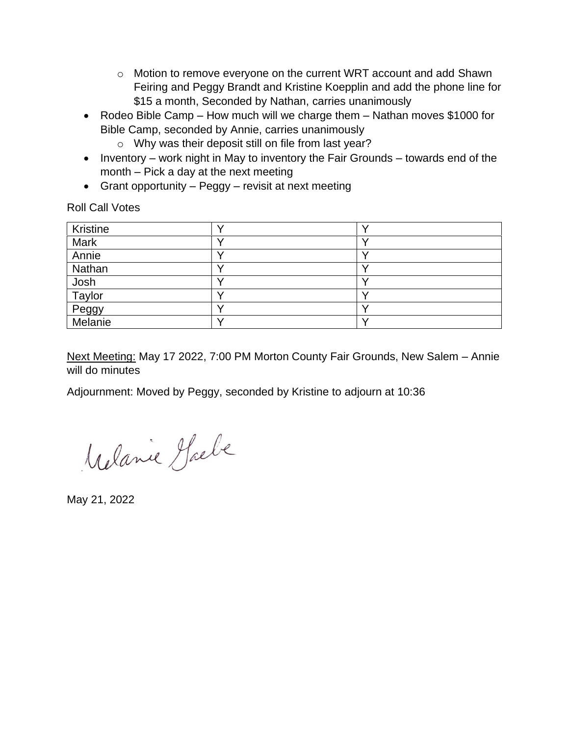- Motion to remove everyone on the current WRT account and add Shawn Feiring and Peggy Brandt and Kristine Koepplin and add the phone line for $15 a month, Seconded by Nathan, carries unanimously
- Rodeo Bible Camp – How much will we charge them – Nathan moves $1000 for Bible Camp, seconded by Annie, carries unanimously
    - Why was their deposit still on file from last year?
- Inventory – work night in May to inventory the Fair Grounds – towards end of the month – Pick a day at the next meeting
- Grant opportunity – Peggy – revisit at next meeting

Roll Call Votes

| | | |
|---|---|---|
| Kristine | Y | Y |
| Mark | Y | Y |
| Annie | Y | Y |
| Nathan | Y | Y |
| Josh | Y | Y |
| Taylor | Y | Y |
| Peggy | Y | Y |
| Melanie | Y | Y |

Next Meeting: May 17 2022, 7:00 PM Morton County Fair Grounds, New Salem – Annie will do minutes

Adjournment: Moved by Peggy, seconded by Kristine to adjourn at 10:36

Melanie Gaebe

May 21, 2022